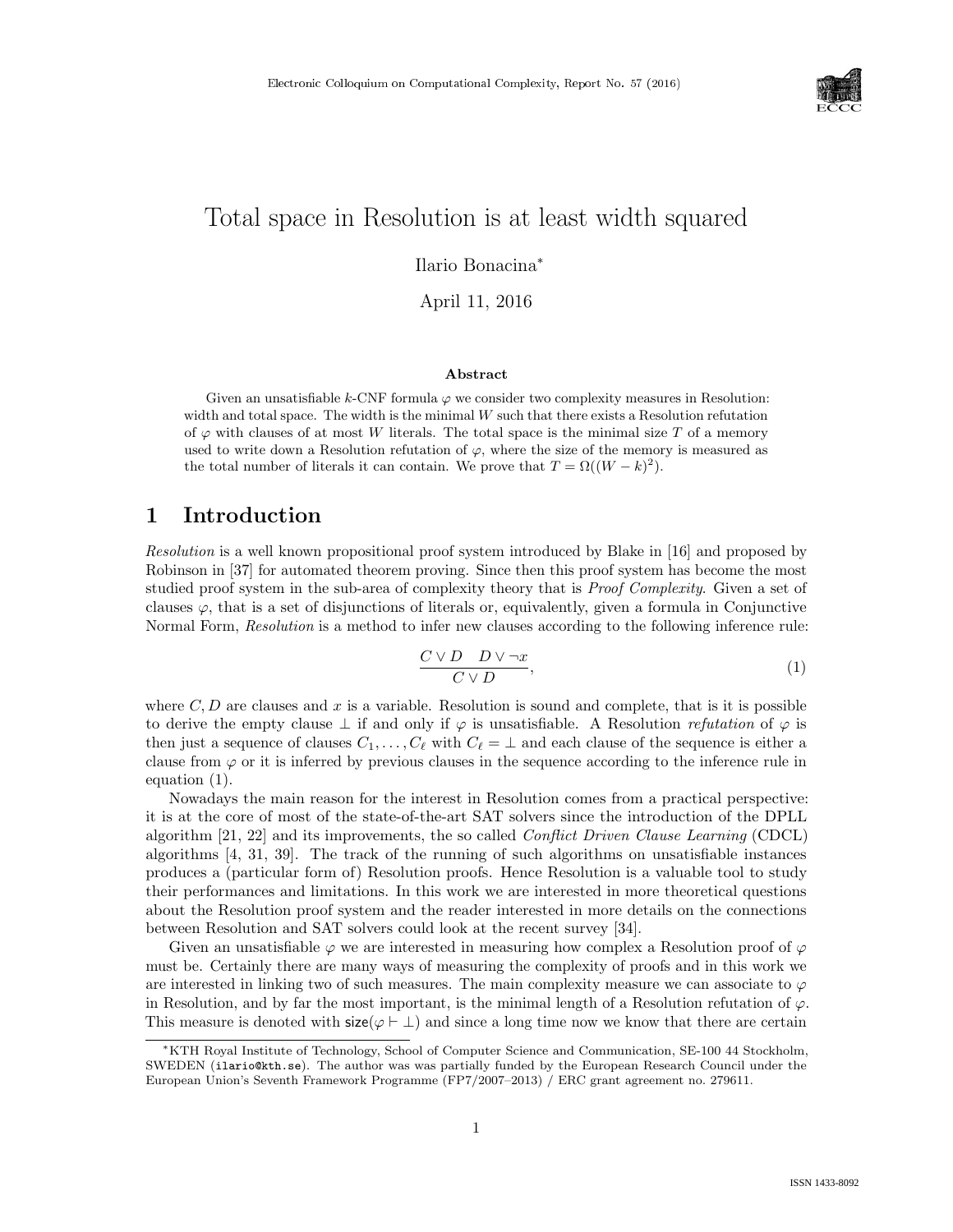# Total space in Resolution is at least width squared

Ilario Bonacina[*]

April 11, 2016

### Abstract

Given an unsatisfiable $k$-CNF formula $\varphi$ we consider two complexity measures in Resolution: width and total space. The width is the minimal $W$ such that there exists a Resolution refutation of $\varphi$ with clauses of at most $W$ literals. The total space is the minimal size $T$ of a memory used to write down a Resolution refutation of $\varphi$, where the size of the memory is measured as the total number of literals it can contain. We prove that $T = \Omega((W-k)^2)$.

## 1 Introduction

*Resolution* is a well known propositional proof system introduced by Blake in [16] and proposed by Robinson in [37] for automated theorem proving. Since then this proof system has become the most studied proof system in the sub-area of complexity theory that is *Proof Complexity*. Given a set of clauses $\varphi$, that is a set of disjunctions of literals or, equivalently, given a formula in Conjunctive Normal Form, *Resolution* is a method to infer new clauses according to the following inference rule:

$$\frac{C \vee D \quad D \vee \neg x}{C \vee D}, \tag{1}$$

where $C, D$ are clauses and $x$ is a variable. Resolution is sound and complete, that is it is possible to derive the empty clause $\perp$ if and only if $\varphi$ is unsatisfiable. A Resolution *refutation* of $\varphi$ is then just a sequence of clauses $C_1, \ldots, C_\ell$ with $C_\ell = \perp$ and each clause of the sequence is either a clause from $\varphi$ or it is inferred by previous clauses in the sequence according to the inference rule in equation (1).

Nowadays the main reason for the interest in Resolution comes from a practical perspective: it is at the core of most of the state-of-the-art SAT solvers since the introduction of the DPLL algorithm [21, 22] and its improvements, the so called *Conflict Driven Clause Learning* (CDCL) algorithms [4, 31, 39]. The track of the running of such algorithms on unsatisfiable instances produces a (particular form of) Resolution proofs. Hence Resolution is a valuable tool to study their performances and limitations. In this work we are interested in more theoretical questions about the Resolution proof system and the reader interested in more details on the connections between Resolution and SAT solvers could look at the recent survey [34].

Given an unsatisfiable $\varphi$ we are interested in measuring how complex a Resolution proof of $\varphi$ must be. Certainly there are many ways of measuring the complexity of proofs and in this work we are interested in linking two of such measures. The main complexity measure we can associate to $\varphi$ in Resolution, and by far the most important, is the minimal length of a Resolution refutation of $\varphi$. This measure is denoted with $\mathsf{size}(\varphi \vdash \perp)$ and since a long time now we know that there are certain

[*] KTH Royal Institute of Technology, School of Computer Science and Communication, SE-100 44 Stockholm, SWEDEN (ilario@kth.se). The author was was partially funded by the European Research Council under the European Union's Seventh Framework Programme (FP7/2007–2013) / ERC grant agreement no. 279611.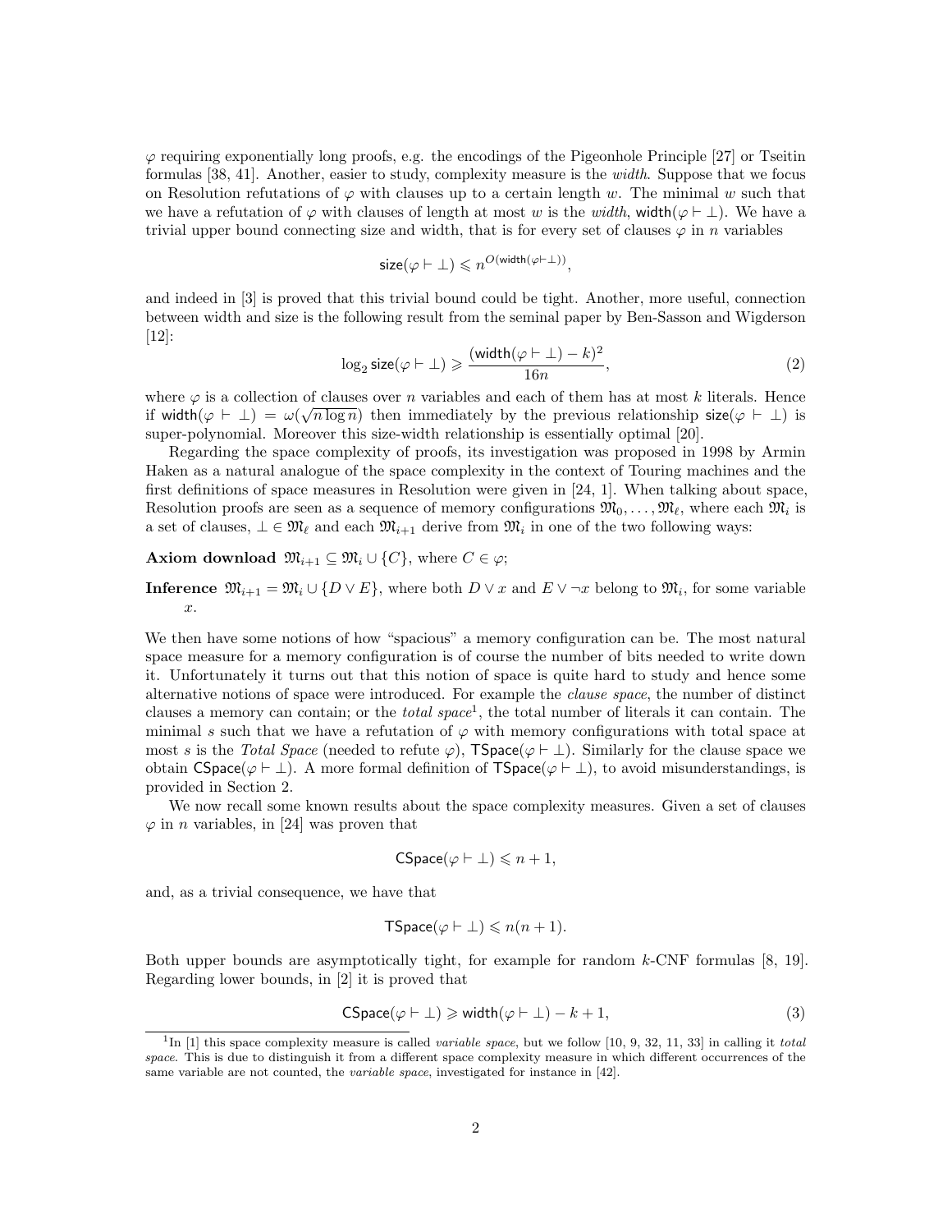$\varphi$ requiring exponentially long proofs, e.g. the encodings of the Pigeonhole Principle [27] or Tseitin formulas [38, 41]. Another, easier to study, complexity measure is the *width*. Suppose that we focus on Resolution refutations of $\varphi$ with clauses up to a certain length $w$. The minimal $w$ such that we have a refutation of $\varphi$ with clauses of length at most $w$ is the *width*, $\mathsf{width}(\varphi \vdash \bot)$. We have a trivial upper bound connecting size and width, that is for every set of clauses $\varphi$ in $n$ variables

$$\mathsf{size}(\varphi \vdash \bot) \leqslant n^{O(\mathsf{width}(\varphi \vdash \bot))},$$

and indeed in [3] is proved that this trivial bound could be tight. Another, more useful, connection between width and size is the following result from the seminal paper by Ben-Sasson and Wigderson [12]:

$$\log_2 \mathsf{size}(\varphi \vdash \bot) \geqslant \frac{(\mathsf{width}(\varphi \vdash \bot) - k)^2}{16n}, \tag{2}$$

where $\varphi$ is a collection of clauses over $n$ variables and each of them has at most $k$ literals. Hence if $\mathsf{width}(\varphi \vdash \bot) = \omega(\sqrt{n \log n})$ then immediately by the previous relationship $\mathsf{size}(\varphi \vdash \bot)$ is super-polynomial. Moreover this size-width relationship is essentially optimal [20].

Regarding the space complexity of proofs, its investigation was proposed in 1998 by Armin Haken as a natural analogue of the space complexity in the context of Touring machines and the first definitions of space measures in Resolution were given in [24, 1]. When talking about space, Resolution proofs are seen as a sequence of memory configurations $\mathfrak{M}_0, \ldots, \mathfrak{M}_\ell$, where each $\mathfrak{M}_i$ is a set of clauses, $\bot \in \mathfrak{M}_\ell$ and each $\mathfrak{M}_{i+1}$ derive from $\mathfrak{M}_i$ in one of the two following ways:

**Axiom download** $\mathfrak{M}_{i+1} \subseteq \mathfrak{M}_i \cup \{C\}$, where $C \in \varphi$;

**Inference** $\mathfrak{M}_{i+1} = \mathfrak{M}_i \cup \{D \vee E\}$, where both $D \vee x$ and $E \vee \neg x$ belong to $\mathfrak{M}_i$, for some variable $x$.

We then have some notions of how "spacious" a memory configuration can be. The most natural space measure for a memory configuration is of course the number of bits needed to write down it. Unfortunately it turns out that this notion of space is quite hard to study and hence some alternative notions of space were introduced. For example the *clause space*, the number of distinct clauses a memory can contain; or the *total space*[1], the total number of literals it can contain. The minimal $s$ such that we have a refutation of $\varphi$ with memory configurations with total space at most $s$ is the *Total Space* (needed to refute $\varphi$), $\mathsf{TSpace}(\varphi \vdash \bot)$. Similarly for the clause space we obtain $\mathsf{CSpace}(\varphi \vdash \bot)$. A more formal definition of $\mathsf{TSpace}(\varphi \vdash \bot)$, to avoid misunderstandings, is provided in Section 2.

We now recall some known results about the space complexity measures. Given a set of clauses $\varphi$ in $n$ variables, in [24] was proven that

$$\mathsf{CSpace}(\varphi \vdash \bot) \leqslant n + 1,$$

and, as a trivial consequence, we have that

$$\mathsf{TSpace}(\varphi \vdash \bot) \leqslant n(n + 1).$$

Both upper bounds are asymptotically tight, for example for random $k$-CNF formulas [8, 19]. Regarding lower bounds, in [2] it is proved that

$$\mathsf{CSpace}(\varphi \vdash \bot) \geqslant \mathsf{width}(\varphi \vdash \bot) - k + 1, \tag{3}$$

[1] In [1] this space complexity measure is called *variable space*, but we follow [10, 9, 32, 11, 33] in calling it *total space*. This is due to distinguish it from a different space complexity measure in which different occurrences of the same variable are not counted, the *variable space*, investigated for instance in [42].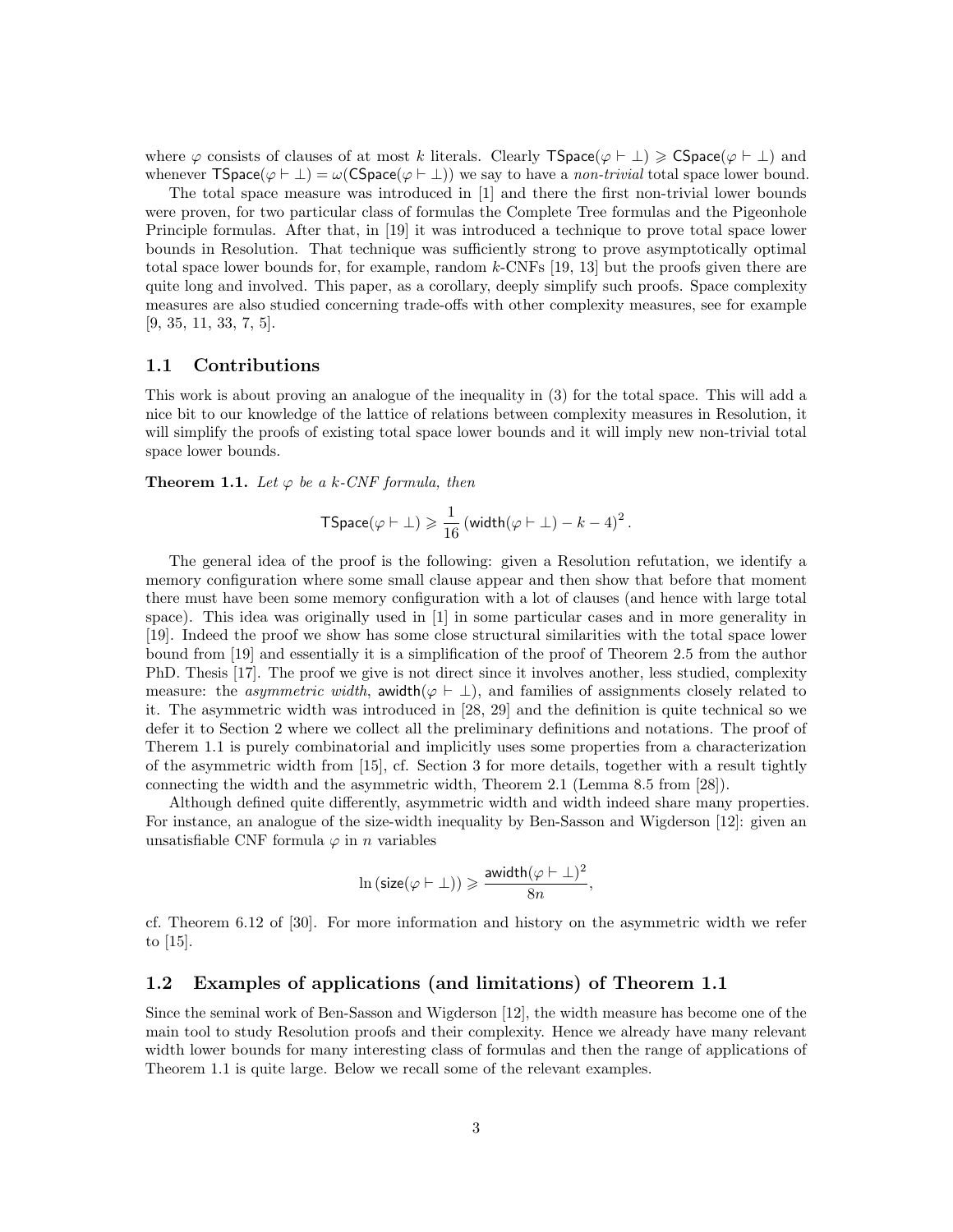where $\varphi$ consists of clauses of at most $k$ literals. Clearly $\mathsf{TSpace}(\varphi \vdash \bot) \geqslant \mathsf{CSpace}(\varphi \vdash \bot)$ and whenever $\mathsf{TSpace}(\varphi \vdash \bot) = \omega(\mathsf{CSpace}(\varphi \vdash \bot))$ we say to have a *non-trivial* total space lower bound.

The total space measure was introduced in [1] and there the first non-trivial lower bounds were proven, for two particular class of formulas the Complete Tree formulas and the Pigeonhole Principle formulas. After that, in [19] it was introduced a technique to prove total space lower bounds in Resolution. That technique was sufficiently strong to prove asymptotically optimal total space lower bounds for, for example, random $k$-CNFs [19, 13] but the proofs given there are quite long and involved. This paper, as a corollary, deeply simplify such proofs. Space complexity measures are also studied concerning trade-offs with other complexity measures, see for example [9, 35, 11, 33, 7, 5].

## 1.1 Contributions

This work is about proving an analogue of the inequality in (3) for the total space. This will add a nice bit to our knowledge of the lattice of relations between complexity measures in Resolution, it will simplify the proofs of existing total space lower bounds and it will imply new non-trivial total space lower bounds.

**Theorem 1.1.** *Let $\varphi$ be a $k$-CNF formula, then*

$$\mathsf{TSpace}(\varphi \vdash \bot) \geqslant \frac{1}{16}\left(\mathsf{width}(\varphi \vdash \bot) - k - 4\right)^2.$$

The general idea of the proof is the following: given a Resolution refutation, we identify a memory configuration where some small clause appear and then show that before that moment there must have been some memory configuration with a lot of clauses (and hence with large total space). This idea was originally used in [1] in some particular cases and in more generality in [19]. Indeed the proof we show has some close structural similarities with the total space lower bound from [19] and essentially it is a simplification of the proof of Theorem 2.5 from the author PhD. Thesis [17]. The proof we give is not direct since it involves another, less studied, complexity measure: the *asymmetric width*, $\mathsf{awidth}(\varphi \vdash \bot)$, and families of assignments closely related to it. The asymmetric width was introduced in [28, 29] and the definition is quite technical so we defer it to Section 2 where we collect all the preliminary definitions and notations. The proof of Therem 1.1 is purely combinatorial and implicitly uses some properties from a characterization of the asymmetric width from [15], cf. Section 3 for more details, together with a result tightly connecting the width and the asymmetric width, Theorem 2.1 (Lemma 8.5 from [28]).

Although defined quite differently, asymmetric width and width indeed share many properties. For instance, an analogue of the size-width inequality by Ben-Sasson and Wigderson [12]: given an unsatisfiable CNF formula $\varphi$ in $n$ variables

$$\ln\left(\mathsf{size}(\varphi \vdash \bot)\right) \geqslant \frac{\mathsf{awidth}(\varphi \vdash \bot)^2}{8n},$$

cf. Theorem 6.12 of [30]. For more information and history on the asymmetric width we refer to [15].

## 1.2 Examples of applications (and limitations) of Theorem 1.1

Since the seminal work of Ben-Sasson and Wigderson [12], the width measure has become one of the main tool to study Resolution proofs and their complexity. Hence we already have many relevant width lower bounds for many interesting class of formulas and then the range of applications of Theorem 1.1 is quite large. Below we recall some of the relevant examples.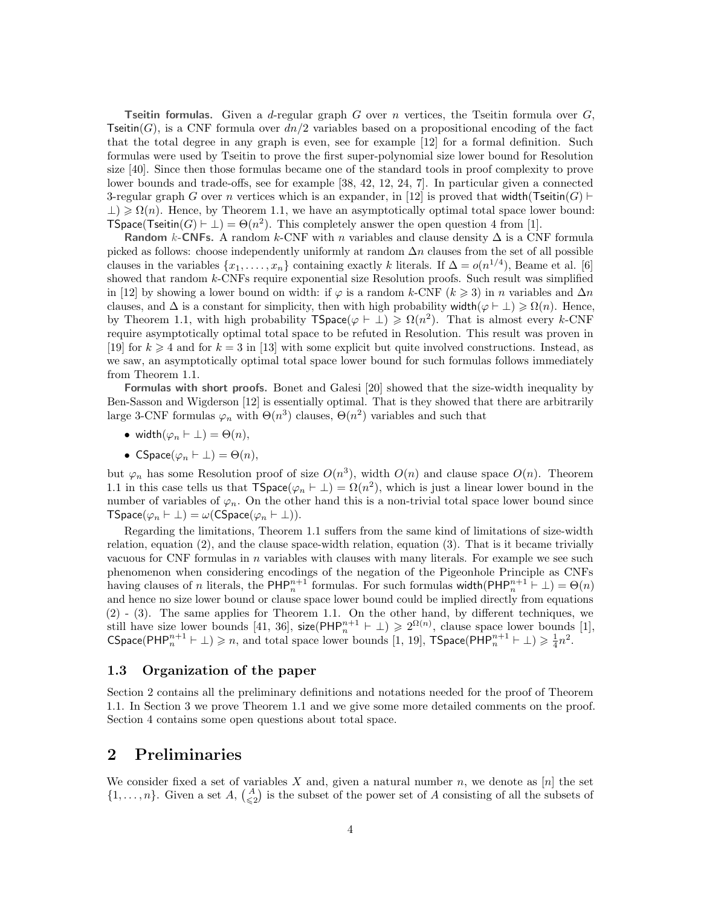**Tseitin formulas.** Given a $d$-regular graph $G$ over $n$ vertices, the Tseitin formula over $G$, $\mathsf{Tseitin}(G)$, is a CNF formula over $dn/2$ variables based on a propositional encoding of the fact that the total degree in any graph is even, see for example [12] for a formal definition. Such formulas were used by Tseitin to prove the first super-polynomial size lower bound for Resolution size [40]. Since then those formulas became one of the standard tools in proof complexity to prove lower bounds and trade-offs, see for example [38, 42, 12, 24, 7]. In particular given a connected 3-regular graph $G$ over $n$ vertices which is an expander, in [12] is proved that $\mathsf{width}(\mathsf{Tseitin}(G) \vdash \bot) \geqslant \Omega(n)$. Hence, by Theorem 1.1, we have an asymptotically optimal total space lower bound: $\mathsf{TSpace}(\mathsf{Tseitin}(G) \vdash \bot) = \Theta(n^2)$. This completely answer the open question 4 from [1].

**Random $k$-CNFs.** A random $k$-CNF with $n$ variables and clause density $\Delta$ is a CNF formula picked as follows: choose independently uniformly at random $\Delta n$ clauses from the set of all possible clauses in the variables $\{x_1, \ldots, x_n\}$ containing exactly $k$ literals. If $\Delta = o(n^{1/4})$, Beame et al. [6] showed that random $k$-CNFs require exponential size Resolution proofs. Such result was simplified in [12] by showing a lower bound on width: if $\varphi$ is a random $k$-CNF ($k \geqslant 3$) in $n$ variables and $\Delta n$ clauses, and $\Delta$ is a constant for simplicity, then with high probability $\mathsf{width}(\varphi \vdash \bot) \geqslant \Omega(n)$. Hence, by Theorem 1.1, with high probability $\mathsf{TSpace}(\varphi \vdash \bot) \geqslant \Omega(n^2)$. That is almost every $k$-CNF require asymptotically optimal total space to be refuted in Resolution. This result was proven in [19] for $k \geqslant 4$ and for $k = 3$ in [13] with some explicit but quite involved constructions. Instead, as we saw, an asymptotically optimal total space lower bound for such formulas follows immediately from Theorem 1.1.

**Formulas with short proofs.** Bonet and Galesi [20] showed that the size-width inequality by Ben-Sasson and Wigderson [12] is essentially optimal. That is they showed that there are arbitrarily large 3-CNF formulas $\varphi_n$ with $\Theta(n^3)$ clauses, $\Theta(n^2)$ variables and such that

- $\mathsf{width}(\varphi_n \vdash \bot) = \Theta(n)$,
- $\mathsf{CSpace}(\varphi_n \vdash \bot) = \Theta(n)$,

but $\varphi_n$ has some Resolution proof of size $O(n^3)$, width $O(n)$ and clause space $O(n)$. Theorem 1.1 in this case tells us that $\mathsf{TSpace}(\varphi_n \vdash \bot) = \Omega(n^2)$, which is just a linear lower bound in the number of variables of $\varphi_n$. On the other hand this is a non-trivial total space lower bound since $\mathsf{TSpace}(\varphi_n \vdash \bot) = \omega(\mathsf{CSpace}(\varphi_n \vdash \bot))$.

Regarding the limitations, Theorem 1.1 suffers from the same kind of limitations of size-width relation, equation (2), and the clause space-width relation, equation (3). That is it became trivially vacuous for CNF formulas in $n$ variables with clauses with many literals. For example we see such phenomenon when considering encodings of the negation of the Pigeonhole Principle as CNFs having clauses of $n$ literals, the $\mathsf{PHP}^{n+1}_n$ formulas. For such formulas $\mathsf{width}(\mathsf{PHP}^{n+1}_n \vdash \bot) = \Theta(n)$ and hence no size lower bound or clause space lower bound could be implied directly from equations (2) - (3). The same applies for Theorem 1.1. On the other hand, by different techniques, we still have size lower bounds [41, 36], $\mathsf{size}(\mathsf{PHP}^{n+1}_n \vdash \bot) \geqslant 2^{\Omega(n)}$, clause space lower bounds [1], $\mathsf{CSpace}(\mathsf{PHP}^{n+1}_n \vdash \bot) \geqslant n$, and total space lower bounds [1, 19], $\mathsf{TSpace}(\mathsf{PHP}^{n+1}_n \vdash \bot) \geqslant \frac{1}{4}n^2$.

### 1.3 Organization of the paper

Section 2 contains all the preliminary definitions and notations needed for the proof of Theorem 1.1. In Section 3 we prove Theorem 1.1 and we give some more detailed comments on the proof. Section 4 contains some open questions about total space.

## 2 Preliminaries

We consider fixed a set of variables $X$ and, given a natural number $n$, we denote as $[n]$ the set $\{1, \ldots, n\}$. Given a set $A$, $\binom{A}{\leqslant 2}$ is the subset of the power set of $A$ consisting of all the subsets of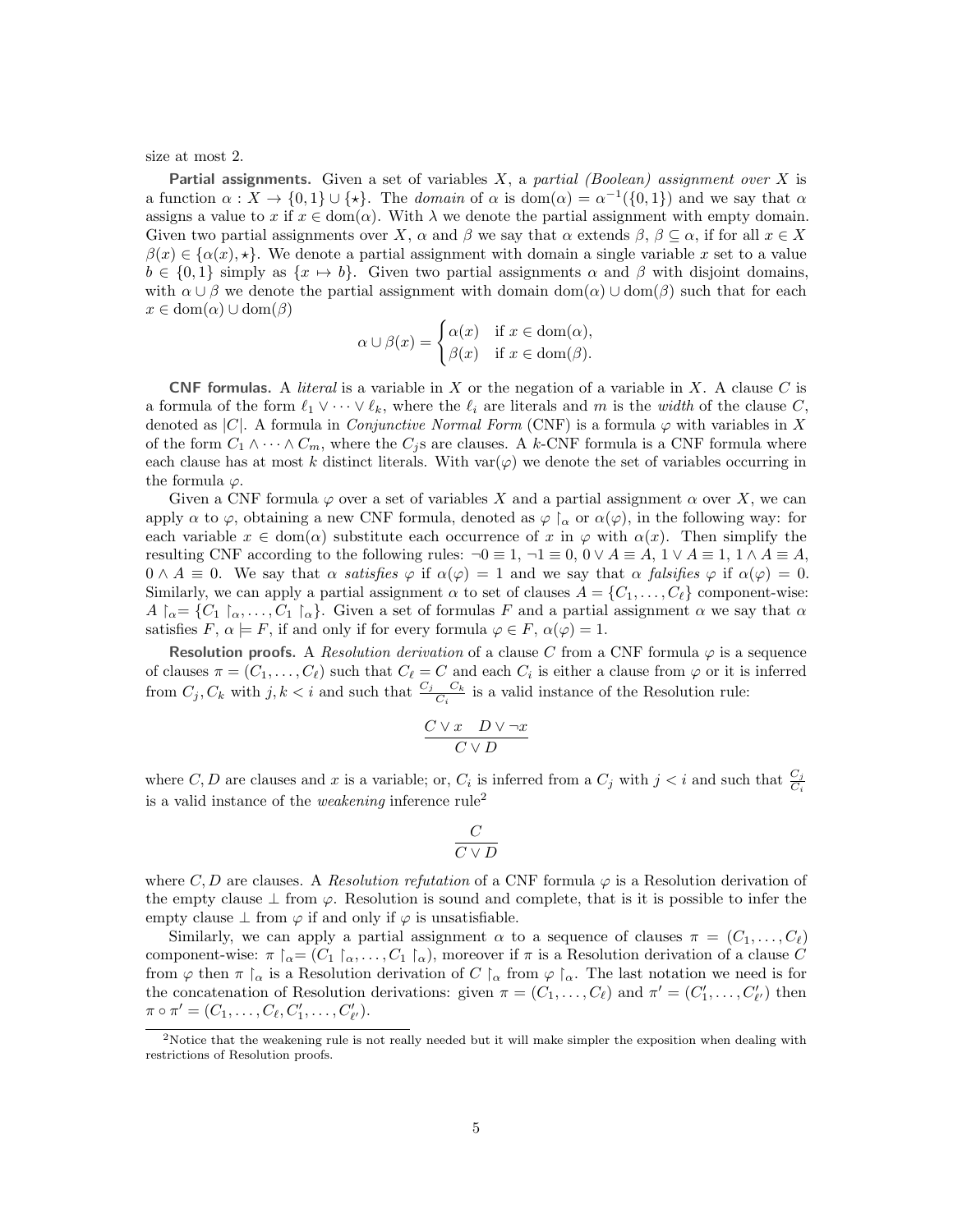size at most 2.

**Partial assignments.** Given a set of variables $X$, a *partial (Boolean) assignment over $X$* is a function $\alpha : X \to \{0,1\} \cup \{\star\}$. The *domain* of $\alpha$ is $\mathrm{dom}(\alpha) = \alpha^{-1}(\{0,1\})$ and we say that $\alpha$ assigns a value to $x$ if $x \in \mathrm{dom}(\alpha)$. With $\lambda$ we denote the partial assignment with empty domain. Given two partial assignments over $X$, $\alpha$ and $\beta$ we say that $\alpha$ extends $\beta$, $\beta \subseteq \alpha$, if for all $x \in X$ $\beta(x) \in \{\alpha(x), \star\}$. We denote a partial assignment with domain a single variable $x$ set to a value $b \in \{0,1\}$ simply as $\{x \mapsto b\}$. Given two partial assignments $\alpha$ and $\beta$ with disjoint domains, with $\alpha \cup \beta$ we denote the partial assignment with domain $\mathrm{dom}(\alpha) \cup \mathrm{dom}(\beta)$ such that for each $x \in \mathrm{dom}(\alpha) \cup \mathrm{dom}(\beta)$

$$\alpha \cup \beta(x) = \begin{cases} \alpha(x) & \text{if } x \in \mathrm{dom}(\alpha), \\ \beta(x) & \text{if } x \in \mathrm{dom}(\beta). \end{cases}$$

**CNF formulas.** A *literal* is a variable in $X$ or the negation of a variable in $X$. A clause $C$ is a formula of the form $\ell_1 \vee \cdots \vee \ell_k$, where the $\ell_i$ are literals and $m$ is the *width* of the clause $C$, denoted as $|C|$. A formula in *Conjunctive Normal Form* (CNF) is a formula $\varphi$ with variables in $X$ of the form $C_1 \wedge \cdots \wedge C_m$, where the $C_j$s are clauses. A $k$-CNF formula is a CNF formula where each clause has at most $k$ distinct literals. With $\mathrm{var}(\varphi)$ we denote the set of variables occurring in the formula $\varphi$.

Given a CNF formula $\varphi$ over a set of variables $X$ and a partial assignment $\alpha$ over $X$, we can apply $\alpha$ to $\varphi$, obtaining a new CNF formula, denoted as $\varphi \restriction_\alpha$ or $\alpha(\varphi)$, in the following way: for each variable $x \in \mathrm{dom}(\alpha)$ substitute each occurrence of $x$ in $\varphi$ with $\alpha(x)$. Then simplify the resulting CNF according to the following rules: $\neg 0 \equiv 1$, $\neg 1 \equiv 0$, $0 \vee A \equiv A$, $1 \vee A \equiv 1$, $1 \wedge A \equiv A$, $0 \wedge A \equiv 0$. We say that $\alpha$ *satisfies* $\varphi$ if $\alpha(\varphi) = 1$ and we say that $\alpha$ *falsifies* $\varphi$ if $\alpha(\varphi) = 0$. Similarly, we can apply a partial assignment $\alpha$ to set of clauses $A = \{C_1, \ldots, C_\ell\}$ component-wise: $A \restriction_\alpha = \{C_1 \restriction_\alpha, \ldots, C_1 \restriction_\alpha\}$. Given a set of formulas $F$ and a partial assignment $\alpha$ we say that $\alpha$ satisfies $F$, $\alpha \models F$, if and only if for every formula $\varphi \in F$, $\alpha(\varphi) = 1$.

**Resolution proofs.** A *Resolution derivation* of a clause $C$ from a CNF formula $\varphi$ is a sequence of clauses $\pi = (C_1, \ldots, C_\ell)$ such that $C_\ell = C$ and each $C_i$ is either a clause from $\varphi$ or it is inferred from $C_j, C_k$ with $j, k < i$ and such that $\frac{C_j \quad C_k}{C_i}$ is a valid instance of the Resolution rule:

$$\frac{C \vee x \quad D \vee \neg x}{C \vee D}$$

where $C, D$ are clauses and $x$ is a variable; or, $C_i$ is inferred from a $C_j$ with $j < i$ and such that $\frac{C_j}{C_i}$ is a valid instance of the *weakening* inference rule[2]

$$\frac{C}{C \vee D}$$

where $C, D$ are clauses. A *Resolution refutation* of a CNF formula $\varphi$ is a Resolution derivation of the empty clause $\bot$ from $\varphi$. Resolution is sound and complete, that is it is possible to infer the empty clause $\bot$ from $\varphi$ if and only if $\varphi$ is unsatisfiable.

Similarly, we can apply a partial assignment $\alpha$ to a sequence of clauses $\pi = (C_1, \ldots, C_\ell)$ component-wise: $\pi \restriction_\alpha = (C_1 \restriction_\alpha, \ldots, C_1 \restriction_\alpha)$, moreover if $\pi$ is a Resolution derivation of a clause $C$ from $\varphi$ then $\pi \restriction_\alpha$ is a Resolution derivation of $C \restriction_\alpha$ from $\varphi \restriction_\alpha$. The last notation we need is for the concatenation of Resolution derivations: given $\pi = (C_1, \ldots, C_\ell)$ and $\pi' = (C'_1, \ldots, C'_{\ell'})$ then $\pi \circ \pi' = (C_1, \ldots, C_\ell, C'_1, \ldots, C'_{\ell'})$.

[2]Notice that the weakening rule is not really needed but it will make simpler the exposition when dealing with restrictions of Resolution proofs.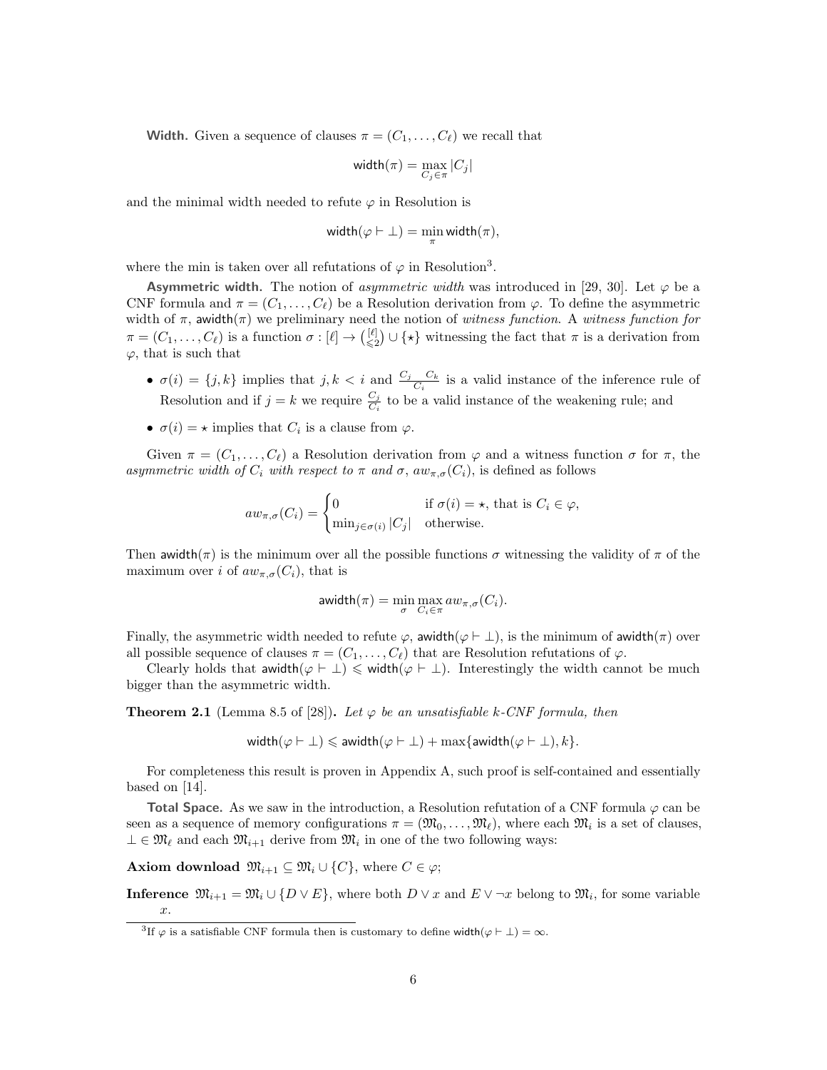**Width.** Given a sequence of clauses $\pi = (C_1, \ldots, C_\ell)$ we recall that

$$\mathsf{width}(\pi) = \max_{C_j \in \pi} |C_j|$$

and the minimal width needed to refute $\varphi$ in Resolution is

$$\mathsf{width}(\varphi \vdash \bot) = \min_{\pi} \mathsf{width}(\pi),$$

where the min is taken over all refutations of $\varphi$ in Resolution[3].

**Asymmetric width.** The notion of *asymmetric width* was introduced in [29, 30]. Let $\varphi$ be a CNF formula and $\pi = (C_1, \ldots, C_\ell)$ be a Resolution derivation from $\varphi$. To define the asymmetric width of $\pi$, $\mathsf{awidth}(\pi)$ we preliminary need the notion of *witness function*. A *witness function for* $\pi = (C_1, \ldots, C_\ell)$ is a function $\sigma : [\ell] \to \binom{[\ell]}{\leqslant 2} \cup \{\star\}$ witnessing the fact that $\pi$ is a derivation from $\varphi$, that is such that

- $\sigma(i) = \{j, k\}$ implies that $j, k < i$ and $\frac{C_j \quad C_k}{C_i}$ is a valid instance of the inference rule of Resolution and if $j = k$ we require $\frac{C_j}{C_i}$ to be a valid instance of the weakening rule; and
- $\sigma(i) = \star$ implies that $C_i$ is a clause from $\varphi$.

Given $\pi = (C_1, \ldots, C_\ell)$ a Resolution derivation from $\varphi$ and a witness function $\sigma$ for $\pi$, the *asymmetric width of $C_i$ with respect to $\pi$ and $\sigma$*, $aw_{\pi,\sigma}(C_i)$, is defined as follows

$$aw_{\pi,\sigma}(C_i) = \begin{cases} 0 & \text{if } \sigma(i) = \star, \text{ that is } C_i \in \varphi, \\ \min_{j \in \sigma(i)} |C_j| & \text{otherwise.} \end{cases}$$

Then $\mathsf{awidth}(\pi)$ is the minimum over all the possible functions $\sigma$ witnessing the validity of $\pi$ of the maximum over $i$ of $aw_{\pi,\sigma}(C_i)$, that is

$$\mathsf{awidth}(\pi) = \min_{\sigma} \max_{C_i \in \pi} aw_{\pi,\sigma}(C_i).$$

Finally, the asymmetric width needed to refute $\varphi$, $\mathsf{awidth}(\varphi \vdash \bot)$, is the minimum of $\mathsf{awidth}(\pi)$ over all possible sequence of clauses $\pi = (C_1, \ldots, C_\ell)$ that are Resolution refutations of $\varphi$.

Clearly holds that $\mathsf{awidth}(\varphi \vdash \bot) \leqslant \mathsf{width}(\varphi \vdash \bot)$. Interestingly the width cannot be much bigger than the asymmetric width.

**Theorem 2.1** (Lemma 8.5 of [28]). *Let $\varphi$ be an unsatisfiable $k$-CNF formula, then*

$$\mathsf{width}(\varphi \vdash \bot) \leqslant \mathsf{awidth}(\varphi \vdash \bot) + \max\{\mathsf{awidth}(\varphi \vdash \bot), k\}.$$

For completeness this result is proven in Appendix A, such proof is self-contained and essentially based on [14].

**Total Space.** As we saw in the introduction, a Resolution refutation of a CNF formula $\varphi$ can be seen as a sequence of memory configurations $\pi = (\mathfrak{M}_0, \ldots, \mathfrak{M}_\ell)$, where each $\mathfrak{M}_i$ is a set of clauses, $\bot \in \mathfrak{M}_\ell$ and each $\mathfrak{M}_{i+1}$ derive from $\mathfrak{M}_i$ in one of the two following ways:

**Axiom download** $\mathfrak{M}_{i+1} \subseteq \mathfrak{M}_i \cup \{C\}$, where $C \in \varphi$;

**Inference** $\mathfrak{M}_{i+1} = \mathfrak{M}_i \cup \{D \vee E\}$, where both $D \vee x$ and $E \vee \neg x$ belong to $\mathfrak{M}_i$, for some variable $x$.

[3] If $\varphi$ is a satisfiable CNF formula then is customary to define $\mathsf{width}(\varphi \vdash \bot) = \infty$.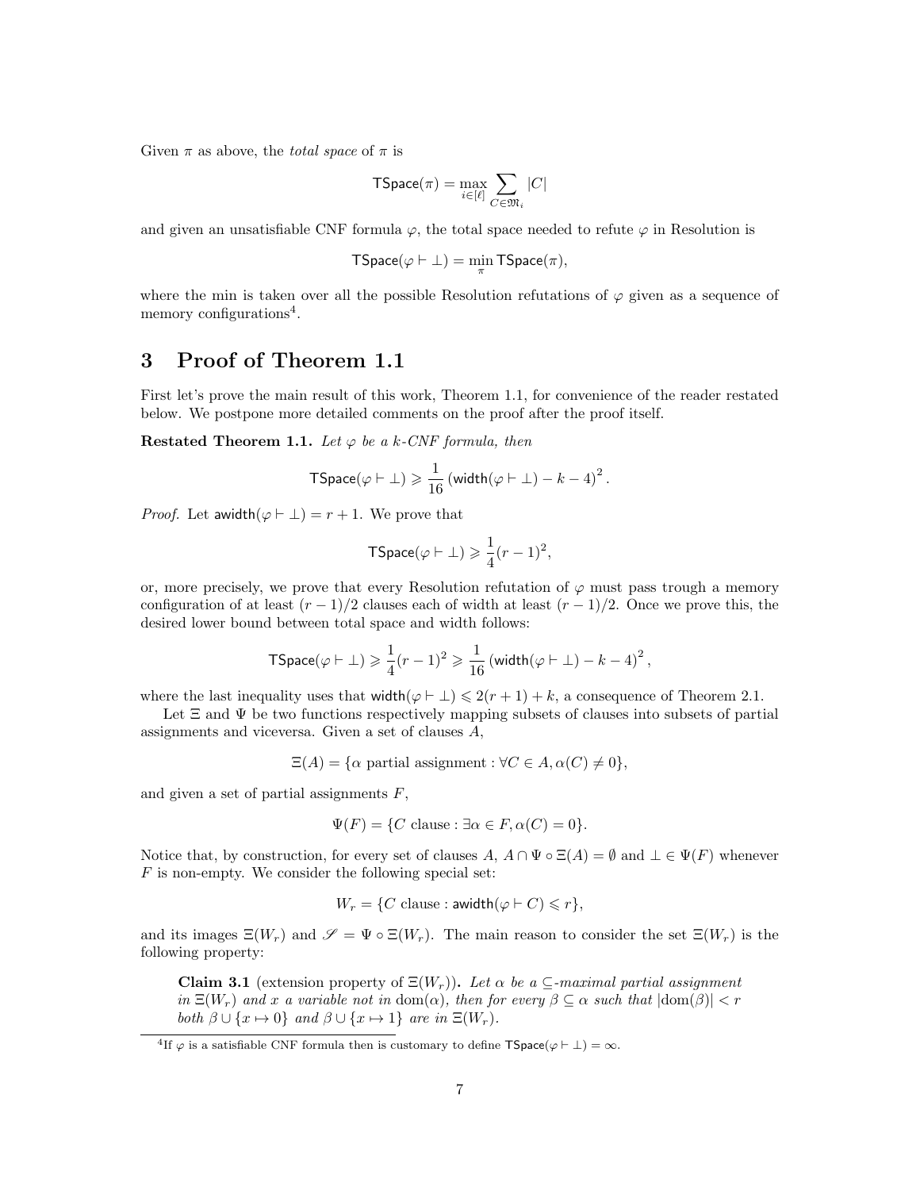Given $\pi$ as above, the *total space* of $\pi$ is

$$\mathsf{TSpace}(\pi) = \max_{i \in [\ell]} \sum_{C \in \mathfrak{M}_i} |C|$$

and given an unsatisfiable CNF formula $\varphi$, the total space needed to refute $\varphi$ in Resolution is

$$\mathsf{TSpace}(\varphi \vdash \bot) = \min_{\pi} \mathsf{TSpace}(\pi),$$

where the min is taken over all the possible Resolution refutations of $\varphi$ given as a sequence of memory configurations[4].

# 3 Proof of Theorem 1.1

First let's prove the main result of this work, Theorem 1.1, for convenience of the reader restated below. We postpone more detailed comments on the proof after the proof itself.

**Restated Theorem 1.1.** *Let $\varphi$ be a $k$-CNF formula, then*

$$\mathsf{TSpace}(\varphi \vdash \bot) \geqslant \frac{1}{16} \left(\mathsf{width}(\varphi \vdash \bot) - k - 4\right)^2.$$

*Proof.* Let $\mathsf{awidth}(\varphi \vdash \bot) = r + 1$. We prove that

$$\mathsf{TSpace}(\varphi \vdash \bot) \geqslant \frac{1}{4}(r-1)^2,$$

or, more precisely, we prove that every Resolution refutation of $\varphi$ must pass trough a memory configuration of at least $(r-1)/2$ clauses each of width at least $(r-1)/2$. Once we prove this, the desired lower bound between total space and width follows:

$$\mathsf{TSpace}(\varphi \vdash \bot) \geqslant \frac{1}{4}(r-1)^2 \geqslant \frac{1}{16} \left(\mathsf{width}(\varphi \vdash \bot) - k - 4\right)^2,$$

where the last inequality uses that $\mathsf{width}(\varphi \vdash \bot) \leqslant 2(r+1) + k$, a consequence of Theorem 2.1.

Let $\Xi$ and $\Psi$ be two functions respectively mapping subsets of clauses into subsets of partial assignments and viceversa. Given a set of clauses $A$,

$$\Xi(A) = \{\alpha \text{ partial assignment} : \forall C \in A, \alpha(C) \neq 0\},$$

and given a set of partial assignments $F$,

$$\Psi(F) = \{C \text{ clause} : \exists \alpha \in F, \alpha(C) = 0\}.$$

Notice that, by construction, for every set of clauses $A$, $A \cap \Psi \circ \Xi(A) = \emptyset$ and $\bot \in \Psi(F)$ whenever $F$ is non-empty. We consider the following special set:

$$W_r = \{C \text{ clause} : \mathsf{awidth}(\varphi \vdash C) \leqslant r\},$$

and its images $\Xi(W_r)$ and $\mathscr{S} = \Psi \circ \Xi(W_r)$. The main reason to consider the set $\Xi(W_r)$ is the following property:

> **Claim 3.1** (extension property of $\Xi(W_r)$)**.** *Let $\alpha$ be a $\subseteq$-maximal partial assignment in $\Xi(W_r)$ and $x$ a variable not in $\mathrm{dom}(\alpha)$, then for every $\beta \subseteq \alpha$ such that $|\mathrm{dom}(\beta)| < r$ both $\beta \cup \{x \mapsto 0\}$ and $\beta \cup \{x \mapsto 1\}$ are in $\Xi(W_r)$.*

[4] If $\varphi$ is a satisfiable CNF formula then is customary to define $\mathsf{TSpace}(\varphi \vdash \bot) = \infty$.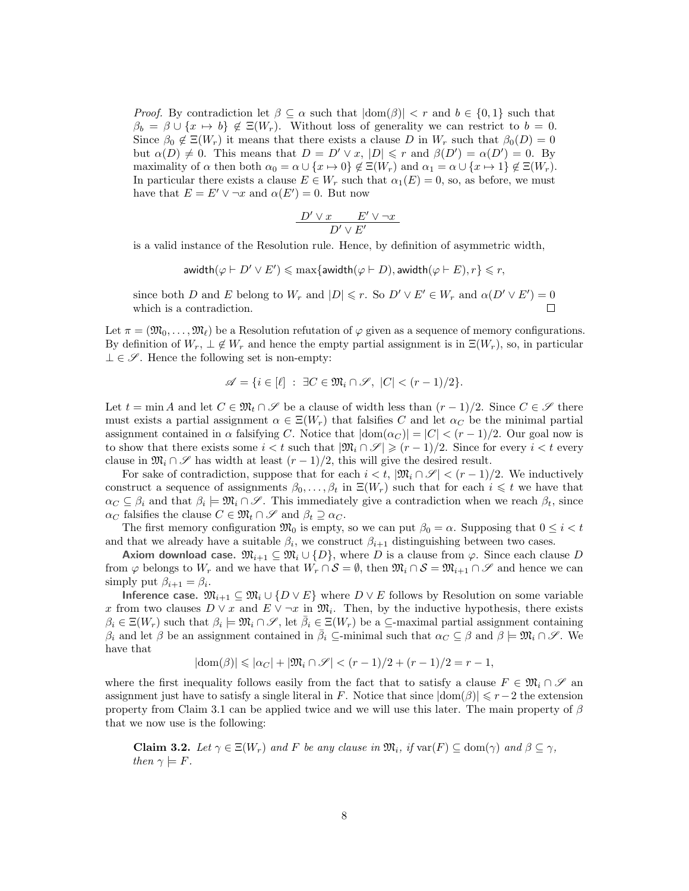*Proof.* By contradiction let $\beta \subseteq \alpha$ such that $|\text{dom}(\beta)| < r$ and $b \in \{0,1\}$ such that $\beta_b = \beta \cup \{x \mapsto b\} \notin \Xi(W_r)$. Without loss of generality we can restrict to $b = 0$. Since $\beta_0 \notin \Xi(W_r)$ it means that there exists a clause $D$ in $W_r$ such that $\beta_0(D) = 0$ but $\alpha(D) \neq 0$. This means that $D = D' \vee x$, $|D| \leqslant r$ and $\beta(D') = \alpha(D') = 0$. By maximality of $\alpha$ then both $\alpha_0 = \alpha \cup \{x \mapsto 0\} \notin \Xi(W_r)$ and $\alpha_1 = \alpha \cup \{x \mapsto 1\} \notin \Xi(W_r)$. In particular there exists a clause $E \in W_r$ such that $\alpha_1(E) = 0$, so, as before, we must have that $E = E' \vee \neg x$ and $\alpha(E') = 0$. But now

$$\frac{D' \vee x \qquad E' \vee \neg x}{D' \vee E'}$$

is a valid instance of the Resolution rule. Hence, by definition of asymmetric width,

$$\mathsf{awidth}(\varphi \vdash D' \vee E') \leqslant \max\{\mathsf{awidth}(\varphi \vdash D), \mathsf{awidth}(\varphi \vdash E), r\} \leqslant r,$$

since both $D$ and $E$ belong to $W_r$ and $|D| \leqslant r$. So $D' \vee E' \in W_r$ and $\alpha(D' \vee E') = 0$ which is a contradiction. ∎

Let $\pi = (\mathfrak{M}_0, \ldots, \mathfrak{M}_\ell)$ be a Resolution refutation of $\varphi$ given as a sequence of memory configurations. By definition of $W_r$, $\bot \notin W_r$ and hence the empty partial assignment is in $\Xi(W_r)$, so, in particular $\bot \in \mathscr{S}$. Hence the following set is non-empty:

$$\mathscr{A} = \{i \in [\ell] \;:\; \exists C \in \mathfrak{M}_i \cap \mathscr{S},\; |C| < (r-1)/2\}.$$

Let $t = \min A$ and let $C \in \mathfrak{M}_t \cap \mathscr{S}$ be a clause of width less than $(r-1)/2$. Since $C \in \mathscr{S}$ there must exists a partial assignment $\alpha \in \Xi(W_r)$ that falsifies $C$ and let $\alpha_C$ be the minimal partial assignment contained in $\alpha$ falsifying $C$. Notice that $|\text{dom}(\alpha_C)| = |C| < (r-1)/2$. Our goal now is to show that there exists some $i < t$ such that $|\mathfrak{M}_i \cap \mathscr{S}| \geqslant (r-1)/2$. Since for every $i < t$ every clause in $\mathfrak{M}_i \cap \mathscr{S}$ has width at least $(r-1)/2$, this will give the desired result.

For sake of contradiction, suppose that for each $i < t$, $|\mathfrak{M}_i \cap \mathscr{S}| < (r-1)/2$. We inductively construct a sequence of assignments $\beta_0, \ldots, \beta_t$ in $\Xi(W_r)$ such that for each $i \leqslant t$ we have that $\alpha_C \subseteq \beta_i$ and that $\beta_i \models \mathfrak{M}_i \cap \mathscr{S}$. This immediately give a contradiction when we reach $\beta_t$, since $\alpha_C$ falsifies the clause $C \in \mathfrak{M}_t \cap \mathscr{S}$ and $\beta_t \supseteq \alpha_C$.

The first memory configuration $\mathfrak{M}_0$ is empty, so we can put $\beta_0 = \alpha$. Supposing that $0 \leq i < t$ and that we already have a suitable $\beta_i$, we construct $\beta_{i+1}$ distinguishing between two cases.

**Axiom download case.** $\mathfrak{M}_{i+1} \subseteq \mathfrak{M}_i \cup \{D\}$, where $D$ is a clause from $\varphi$. Since each clause $D$ from $\varphi$ belongs to $W_r$ and we have that $W_r \cap \mathcal{S} = \emptyset$, then $\mathfrak{M}_i \cap \mathcal{S} = \mathfrak{M}_{i+1} \cap \mathscr{S}$ and hence we can simply put $\beta_{i+1} = \beta_i$.

**Inference case.** $\mathfrak{M}_{i+1} \subseteq \mathfrak{M}_i \cup \{D \vee E\}$ where $D \vee E$ follows by Resolution on some variable $x$ from two clauses $D \vee x$ and $E \vee \neg x$ in $\mathfrak{M}_i$. Then, by the inductive hypothesis, there exists $\beta_i \in \Xi(W_r)$ such that $\beta_i \models \mathfrak{M}_i \cap \mathscr{S}$, let $\bar{\beta}_i \in \Xi(W_r)$ be a $\subseteq$-maximal partial assignment containing $\beta_i$ and let $\beta$ be an assignment contained in $\bar{\beta}_i$ $\subseteq$-minimal such that $\alpha_C \subseteq \beta$ and $\beta \models \mathfrak{M}_i \cap \mathscr{S}$. We have that

$$|\text{dom}(\beta)| \leqslant |\alpha_C| + |\mathfrak{M}_i \cap \mathscr{S}| < (r-1)/2 + (r-1)/2 = r - 1,$$

where the first inequality follows easily from the fact that to satisfy a clause $F \in \mathfrak{M}_i \cap \mathscr{S}$ an assignment just have to satisfy a single literal in $F$. Notice that since $|\text{dom}(\beta)| \leqslant r-2$ the extension property from Claim 3.1 can be applied twice and we will use this later. The main property of $\beta$ that we now use is the following:

**Claim 3.2.** *Let $\gamma \in \Xi(W_r)$ and $F$ be any clause in $\mathfrak{M}_i$, if $\text{var}(F) \subseteq \text{dom}(\gamma)$ and $\beta \subseteq \gamma$, then $\gamma \models F$.*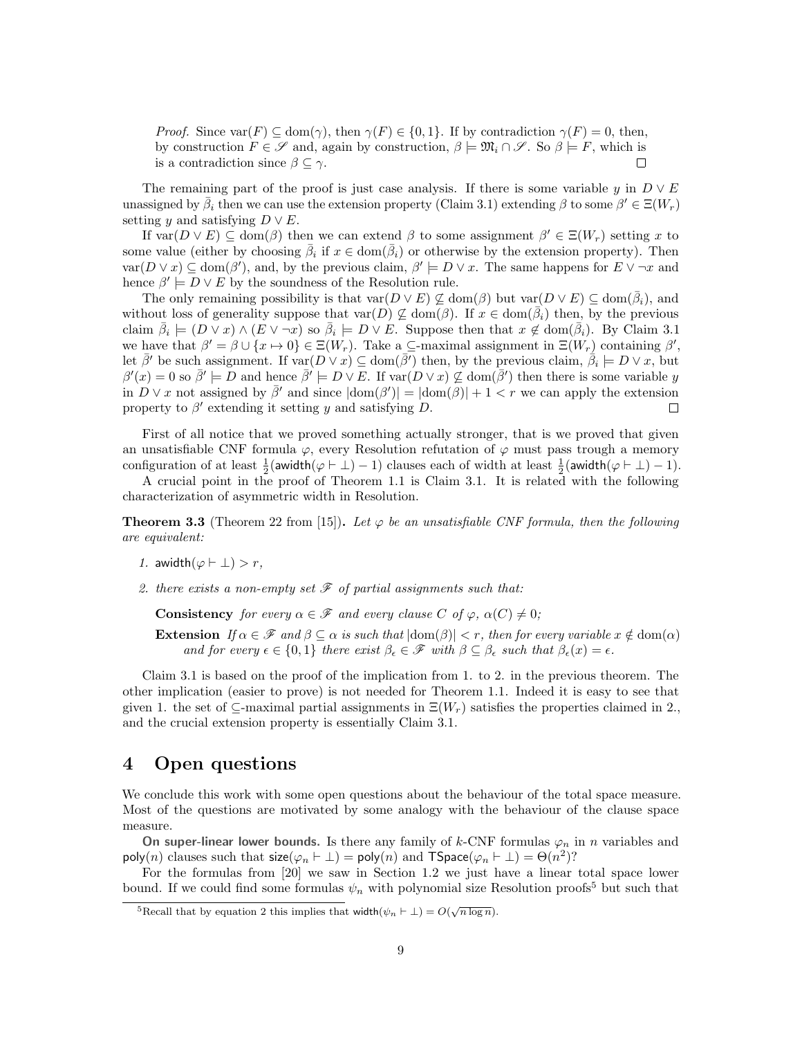*Proof.* Since $\text{var}(F) \subseteq \text{dom}(\gamma)$, then $\gamma(F) \in \{0,1\}$. If by contradiction $\gamma(F) = 0$, then, by construction $F \in \mathscr{S}$ and, again by construction, $\beta \models \mathfrak{M}_i \cap \mathscr{S}$. So $\beta \models F$, which is is a contradiction since $\beta \subseteq \gamma$. ◻

The remaining part of the proof is just case analysis. If there is some variable $y$ in $D \vee E$ unassigned by $\bar{\beta}_i$ then we can use the extension property (Claim 3.1) extending $\beta$ to some $\beta' \in \Xi(W_r)$ setting $y$ and satisfying $D \vee E$.

If $\text{var}(D \vee E) \subseteq \text{dom}(\beta)$ then we can extend $\beta$ to some assignment $\beta' \in \Xi(W_r)$ setting $x$ to some value (either by choosing $\bar{\beta}_i$ if $x \in \text{dom}(\bar{\beta}_i)$ or otherwise by the extension property). Then $\text{var}(D \vee x) \subseteq \text{dom}(\beta')$, and, by the previous claim, $\beta' \models D \vee x$. The same happens for $E \vee \neg x$ and hence $\beta' \models D \vee E$ by the soundness of the Resolution rule.

The only remaining possibility is that $\text{var}(D \vee E) \not\subseteq \text{dom}(\beta)$ but $\text{var}(D \vee E) \subseteq \text{dom}(\bar{\beta}_i)$, and without loss of generality suppose that $\text{var}(D) \not\subseteq \text{dom}(\beta)$. If $x \in \text{dom}(\bar{\beta}_i)$ then, by the previous claim $\bar{\beta}_i \models (D \vee x) \wedge (E \vee \neg x)$ so $\bar{\beta}_i \models D \vee E$. Suppose then that $x \notin \text{dom}(\bar{\beta}_i)$. By Claim 3.1 we have that $\beta' = \beta \cup \{x \mapsto 0\} \in \Xi(W_r)$. Take a $\subseteq$-maximal assignment in $\Xi(W_r)$ containing $\beta'$, let $\bar{\beta}'$ be such assignment. If $\text{var}(D \vee x) \subseteq \text{dom}(\bar{\beta}')$ then, by the previous claim, $\bar{\beta}_i \models D \vee x$, but $\beta'(x) = 0$ so $\bar{\beta}' \models D$ and hence $\bar{\beta}' \models D \vee E$. If $\text{var}(D \vee x) \not\subseteq \text{dom}(\bar{\beta}')$ then there is some variable $y$ in $D \vee x$ not assigned by $\bar{\beta}'$ and since $|\text{dom}(\beta')| = |\text{dom}(\beta)| + 1 < r$ we can apply the extension property to $\beta'$ extending it setting $y$ and satisfying $D$. ◻

First of all notice that we proved something actually stronger, that is we proved that given an unsatisfiable CNF formula $\varphi$, every Resolution refutation of $\varphi$ must pass trough a memory configuration of at least $\frac{1}{2}(\mathsf{awidth}(\varphi \vdash \bot) - 1)$ clauses each of width at least $\frac{1}{2}(\mathsf{awidth}(\varphi \vdash \bot) - 1)$.

A crucial point in the proof of Theorem 1.1 is Claim 3.1. It is related with the following characterization of asymmetric width in Resolution.

**Theorem 3.3** (Theorem 22 from [15])**.** *Let $\varphi$ be an unsatisfiable CNF formula, then the following are equivalent:*

1. $\mathsf{awidth}(\varphi \vdash \bot) > r$,
2. *there exists a non-empty set $\mathscr{F}$ of partial assignments such that:*

   **Consistency** *for every $\alpha \in \mathscr{F}$ and every clause $C$ of $\varphi$, $\alpha(C) \neq 0$;*

   **Extension** *If $\alpha \in \mathscr{F}$ and $\beta \subseteq \alpha$ is such that $|\text{dom}(\beta)| < r$, then for every variable $x \notin \text{dom}(\alpha)$ and for every $\epsilon \in \{0,1\}$ there exist $\beta_\epsilon \in \mathscr{F}$ with $\beta \subseteq \beta_\epsilon$ such that $\beta_\epsilon(x) = \epsilon$.*

Claim 3.1 is based on the proof of the implication from 1. to 2. in the previous theorem. The other implication (easier to prove) is not needed for Theorem 1.1. Indeed it is easy to see that given 1. the set of $\subseteq$-maximal partial assignments in $\Xi(W_r)$ satisfies the properties claimed in 2., and the crucial extension property is essentially Claim 3.1.

# 4 Open questions

We conclude this work with some open questions about the behaviour of the total space measure. Most of the questions are motivated by some analogy with the behaviour of the clause space measure.

**On super-linear lower bounds.** Is there any family of $k$-CNF formulas $\varphi_n$ in $n$ variables and $\mathsf{poly}(n)$ clauses such that $\mathsf{size}(\varphi_n \vdash \bot) = \mathsf{poly}(n)$ and $\mathsf{TSpace}(\varphi_n \vdash \bot) = \Theta(n^2)$?

For the formulas from [20] we saw in Section 1.2 we just have a linear total space lower bound. If we could find some formulas $\psi_n$ with polynomial size Resolution proofs[5] but such that

[5] Recall that by equation 2 this implies that $\mathsf{width}(\psi_n \vdash \bot) = O(\sqrt{n \log n})$.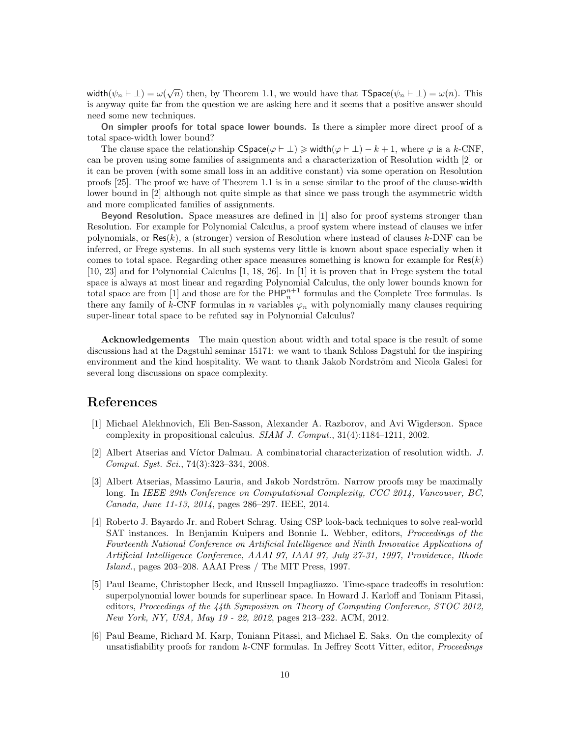$\mathsf{width}(\psi_n \vdash \bot) = \omega(\sqrt{n})$ then, by Theorem 1.1, we would have that $\mathsf{TSpace}(\psi_n \vdash \bot) = \omega(n)$. This is anyway quite far from the question we are asking here and it seems that a positive answer should need some new techniques.

**On simpler proofs for total space lower bounds.** Is there a simpler more direct proof of a total space-width lower bound?

The clause space the relationship $\mathsf{CSpace}(\varphi \vdash \bot) \geqslant \mathsf{width}(\varphi \vdash \bot) - k + 1$, where $\varphi$ is a $k$-CNF, can be proven using some families of assignments and a characterization of Resolution width [2] or it can be proven (with some small loss in an additive constant) via some operation on Resolution proofs [25]. The proof we have of Theorem 1.1 is in a sense similar to the proof of the clause-width lower bound in [2] although not quite simple as that since we pass trough the asymmetric width and more complicated families of assignments.

**Beyond Resolution.** Space measures are defined in [1] also for proof systems stronger than Resolution. For example for Polynomial Calculus, a proof system where instead of clauses we infer polynomials, or $\mathsf{Res}(k)$, a (stronger) version of Resolution where instead of clauses $k$-DNF can be inferred, or Frege systems. In all such systems very little is known about space especially when it comes to total space. Regarding other space measures something is known for example for $\mathsf{Res}(k)$ [10, 23] and for Polynomial Calculus [1, 18, 26]. In [1] it is proven that in Frege system the total space is always at most linear and regarding Polynomial Calculus, the only lower bounds known for total space are from [1] and those are for the $\mathsf{PHP}^{n+1}_n$ formulas and the Complete Tree formulas. Is there any family of $k$-CNF formulas in $n$ variables $\varphi_n$ with polynomially many clauses requiring super-linear total space to be refuted say in Polynomial Calculus?

**Acknowledgements** The main question about width and total space is the result of some discussions had at the Dagstuhl seminar 15171: we want to thank Schloss Dagstuhl for the inspiring environment and the kind hospitality. We want to thank Jakob Nordström and Nicola Galesi for several long discussions on space complexity.

## References

[1] Michael Alekhnovich, Eli Ben-Sasson, Alexander A. Razborov, and Avi Wigderson. Space complexity in propositional calculus. *SIAM J. Comput.*, 31(4):1184–1211, 2002.

[2] Albert Atserias and Víctor Dalmau. A combinatorial characterization of resolution width. *J. Comput. Syst. Sci.*, 74(3):323–334, 2008.

[3] Albert Atserias, Massimo Lauria, and Jakob Nordström. Narrow proofs may be maximally long. In *IEEE 29th Conference on Computational Complexity, CCC 2014, Vancouver, BC, Canada, June 11-13, 2014*, pages 286–297. IEEE, 2014.

[4] Roberto J. Bayardo Jr. and Robert Schrag. Using CSP look-back techniques to solve real-world SAT instances. In Benjamin Kuipers and Bonnie L. Webber, editors, *Proceedings of the Fourteenth National Conference on Artificial Intelligence and Ninth Innovative Applications of Artificial Intelligence Conference, AAAI 97, IAAI 97, July 27-31, 1997, Providence, Rhode Island.*, pages 203–208. AAAI Press / The MIT Press, 1997.

[5] Paul Beame, Christopher Beck, and Russell Impagliazzo. Time-space tradeoffs in resolution: superpolynomial lower bounds for superlinear space. In Howard J. Karloff and Toniann Pitassi, editors, *Proceedings of the 44th Symposium on Theory of Computing Conference, STOC 2012, New York, NY, USA, May 19 - 22, 2012*, pages 213–232. ACM, 2012.

[6] Paul Beame, Richard M. Karp, Toniann Pitassi, and Michael E. Saks. On the complexity of unsatisfiability proofs for random $k$-CNF formulas. In Jeffrey Scott Vitter, editor, *Proceedings*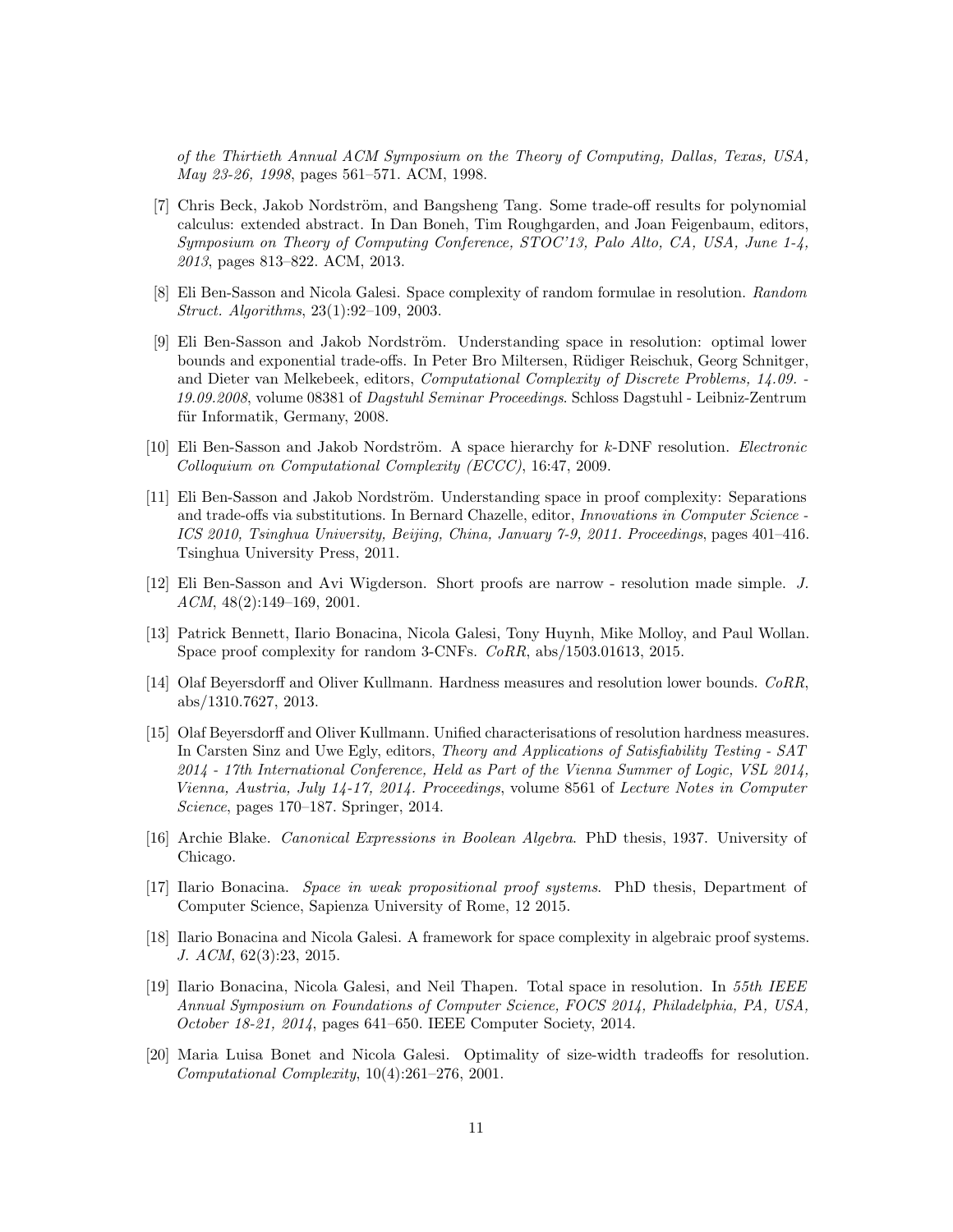*of the Thirtieth Annual ACM Symposium on the Theory of Computing, Dallas, Texas, USA, May 23-26, 1998*, pages 561–571. ACM, 1998.

[7] Chris Beck, Jakob Nordström, and Bangsheng Tang. Some trade-off results for polynomial calculus: extended abstract. In Dan Boneh, Tim Roughgarden, and Joan Feigenbaum, editors, *Symposium on Theory of Computing Conference, STOC'13, Palo Alto, CA, USA, June 1-4, 2013*, pages 813–822. ACM, 2013.

[8] Eli Ben-Sasson and Nicola Galesi. Space complexity of random formulae in resolution. *Random Struct. Algorithms*, 23(1):92–109, 2003.

[9] Eli Ben-Sasson and Jakob Nordström. Understanding space in resolution: optimal lower bounds and exponential trade-offs. In Peter Bro Miltersen, Rüdiger Reischuk, Georg Schnitger, and Dieter van Melkebeek, editors, *Computational Complexity of Discrete Problems, 14.09. - 19.09.2008*, volume 08381 of *Dagstuhl Seminar Proceedings*. Schloss Dagstuhl - Leibniz-Zentrum für Informatik, Germany, 2008.

[10] Eli Ben-Sasson and Jakob Nordström. A space hierarchy for $k$-DNF resolution. *Electronic Colloquium on Computational Complexity (ECCC)*, 16:47, 2009.

[11] Eli Ben-Sasson and Jakob Nordström. Understanding space in proof complexity: Separations and trade-offs via substitutions. In Bernard Chazelle, editor, *Innovations in Computer Science - ICS 2010, Tsinghua University, Beijing, China, January 7-9, 2011. Proceedings*, pages 401–416. Tsinghua University Press, 2011.

[12] Eli Ben-Sasson and Avi Wigderson. Short proofs are narrow - resolution made simple. *J. ACM*, 48(2):149–169, 2001.

[13] Patrick Bennett, Ilario Bonacina, Nicola Galesi, Tony Huynh, Mike Molloy, and Paul Wollan. Space proof complexity for random 3-CNFs. *CoRR*, abs/1503.01613, 2015.

[14] Olaf Beyersdorff and Oliver Kullmann. Hardness measures and resolution lower bounds. *CoRR*, abs/1310.7627, 2013.

[15] Olaf Beyersdorff and Oliver Kullmann. Unified characterisations of resolution hardness measures. In Carsten Sinz and Uwe Egly, editors, *Theory and Applications of Satisfiability Testing - SAT 2014 - 17th International Conference, Held as Part of the Vienna Summer of Logic, VSL 2014, Vienna, Austria, July 14-17, 2014. Proceedings*, volume 8561 of *Lecture Notes in Computer Science*, pages 170–187. Springer, 2014.

[16] Archie Blake. *Canonical Expressions in Boolean Algebra*. PhD thesis, 1937. University of Chicago.

[17] Ilario Bonacina. *Space in weak propositional proof systems*. PhD thesis, Department of Computer Science, Sapienza University of Rome, 12 2015.

[18] Ilario Bonacina and Nicola Galesi. A framework for space complexity in algebraic proof systems. *J. ACM*, 62(3):23, 2015.

[19] Ilario Bonacina, Nicola Galesi, and Neil Thapen. Total space in resolution. In *55th IEEE Annual Symposium on Foundations of Computer Science, FOCS 2014, Philadelphia, PA, USA, October 18-21, 2014*, pages 641–650. IEEE Computer Society, 2014.

[20] Maria Luisa Bonet and Nicola Galesi. Optimality of size-width tradeoffs for resolution. *Computational Complexity*, 10(4):261–276, 2001.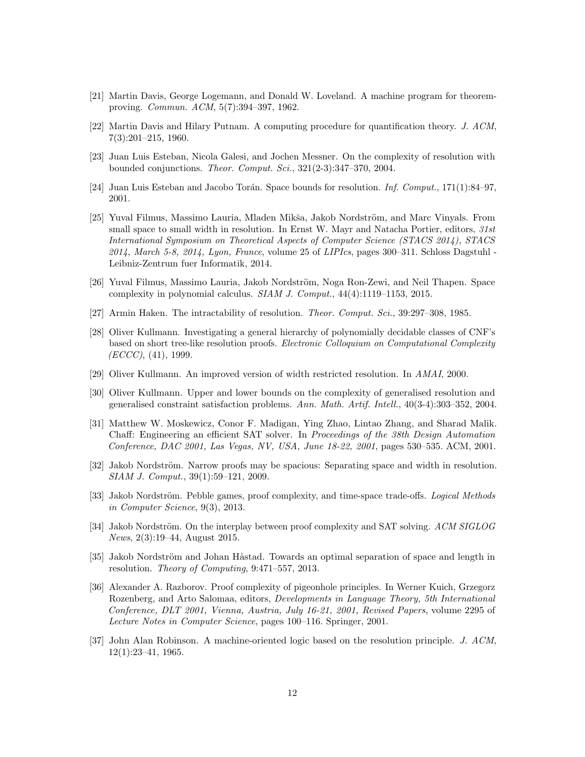[21] Martin Davis, George Logemann, and Donald W. Loveland. A machine program for theorem-proving. *Commun. ACM*, 5(7):394–397, 1962.

[22] Martin Davis and Hilary Putnam. A computing procedure for quantification theory. *J. ACM*, 7(3):201–215, 1960.

[23] Juan Luis Esteban, Nicola Galesi, and Jochen Messner. On the complexity of resolution with bounded conjunctions. *Theor. Comput. Sci.*, 321(2-3):347–370, 2004.

[24] Juan Luis Esteban and Jacobo Torán. Space bounds for resolution. *Inf. Comput.*, 171(1):84–97, 2001.

[25] Yuval Filmus, Massimo Lauria, Mladen Mikša, Jakob Nordström, and Marc Vinyals. From small space to small width in resolution. In Ernst W. Mayr and Natacha Portier, editors, *31st International Symposium on Theoretical Aspects of Computer Science (STACS 2014), STACS 2014, March 5-8, 2014, Lyon, France*, volume 25 of *LIPIcs*, pages 300–311. Schloss Dagstuhl - Leibniz-Zentrum fuer Informatik, 2014.

[26] Yuval Filmus, Massimo Lauria, Jakob Nordström, Noga Ron-Zewi, and Neil Thapen. Space complexity in polynomial calculus. *SIAM J. Comput.*, 44(4):1119–1153, 2015.

[27] Armin Haken. The intractability of resolution. *Theor. Comput. Sci.*, 39:297–308, 1985.

[28] Oliver Kullmann. Investigating a general hierarchy of polynomially decidable classes of CNF's based on short tree-like resolution proofs. *Electronic Colloquium on Computational Complexity (ECCC)*, (41), 1999.

[29] Oliver Kullmann. An improved version of width restricted resolution. In *AMAI*, 2000.

[30] Oliver Kullmann. Upper and lower bounds on the complexity of generalised resolution and generalised constraint satisfaction problems. *Ann. Math. Artif. Intell.*, 40(3-4):303–352, 2004.

[31] Matthew W. Moskewicz, Conor F. Madigan, Ying Zhao, Lintao Zhang, and Sharad Malik. Chaff: Engineering an efficient SAT solver. In *Proceedings of the 38th Design Automation Conference, DAC 2001, Las Vegas, NV, USA, June 18-22, 2001*, pages 530–535. ACM, 2001.

[32] Jakob Nordström. Narrow proofs may be spacious: Separating space and width in resolution. *SIAM J. Comput.*, 39(1):59–121, 2009.

[33] Jakob Nordström. Pebble games, proof complexity, and time-space trade-offs. *Logical Methods in Computer Science*, 9(3), 2013.

[34] Jakob Nordström. On the interplay between proof complexity and SAT solving. *ACM SIGLOG News*, 2(3):19–44, August 2015.

[35] Jakob Nordström and Johan Håstad. Towards an optimal separation of space and length in resolution. *Theory of Computing*, 9:471–557, 2013.

[36] Alexander A. Razborov. Proof complexity of pigeonhole principles. In Werner Kuich, Grzegorz Rozenberg, and Arto Salomaa, editors, *Developments in Language Theory, 5th International Conference, DLT 2001, Vienna, Austria, July 16-21, 2001, Revised Papers*, volume 2295 of *Lecture Notes in Computer Science*, pages 100–116. Springer, 2001.

[37] John Alan Robinson. A machine-oriented logic based on the resolution principle. *J. ACM*, 12(1):23–41, 1965.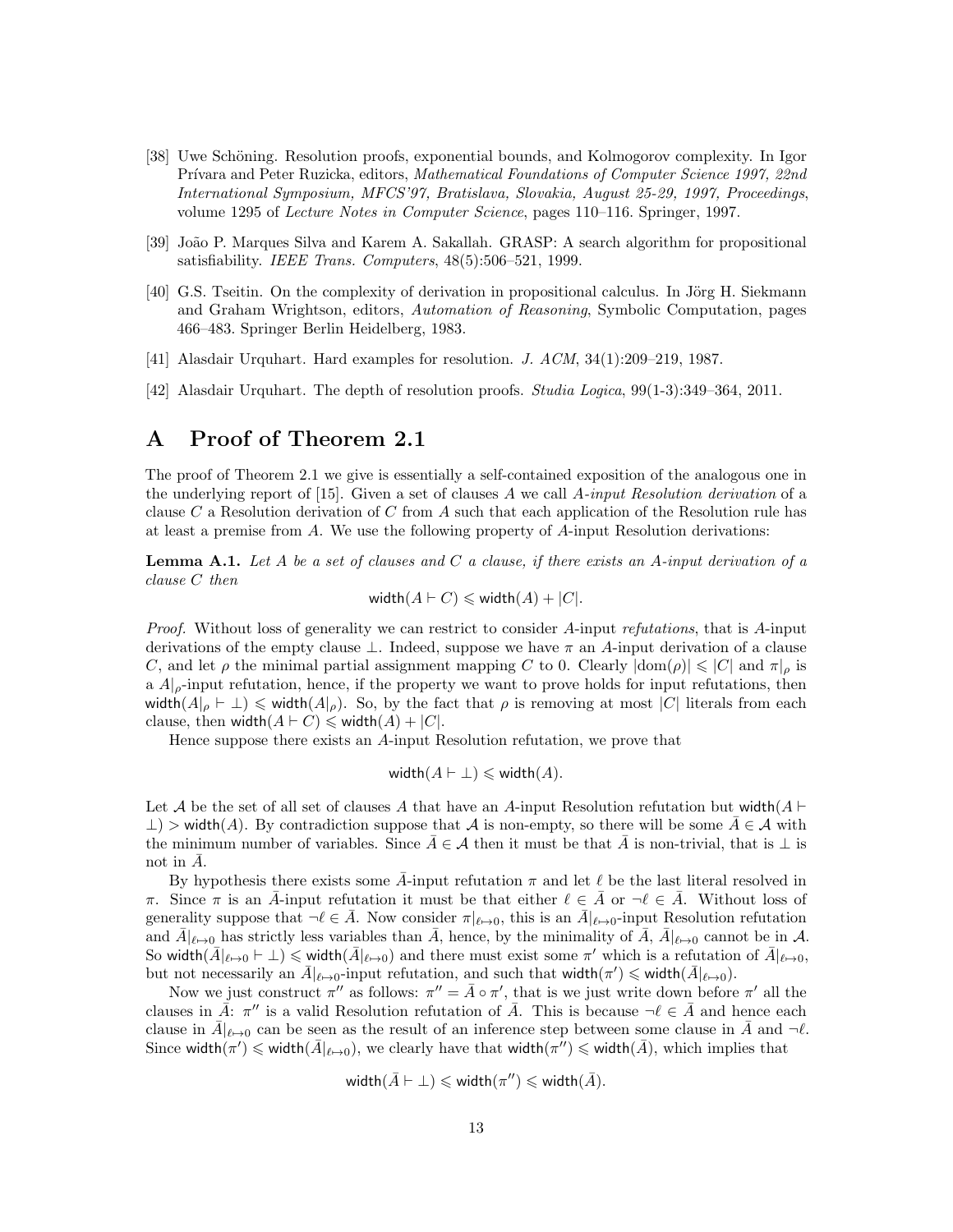[38] Uwe Schöning. Resolution proofs, exponential bounds, and Kolmogorov complexity. In Igor Prívara and Peter Ruzicka, editors, *Mathematical Foundations of Computer Science 1997, 22nd International Symposium, MFCS'97, Bratislava, Slovakia, August 25-29, 1997, Proceedings*, volume 1295 of *Lecture Notes in Computer Science*, pages 110–116. Springer, 1997.

[39] João P. Marques Silva and Karem A. Sakallah. GRASP: A search algorithm for propositional satisfiability. *IEEE Trans. Computers*, 48(5):506–521, 1999.

[40] G.S. Tseitin. On the complexity of derivation in propositional calculus. In Jörg H. Siekmann and Graham Wrightson, editors, *Automation of Reasoning*, Symbolic Computation, pages 466–483. Springer Berlin Heidelberg, 1983.

[41] Alasdair Urquhart. Hard examples for resolution. *J. ACM*, 34(1):209–219, 1987.

[42] Alasdair Urquhart. The depth of resolution proofs. *Studia Logica*, 99(1-3):349–364, 2011.

# A Proof of Theorem 2.1

The proof of Theorem 2.1 we give is essentially a self-contained exposition of the analogous one in the underlying report of [15]. Given a set of clauses $A$ we call *$A$-input Resolution derivation* of a clause $C$ a Resolution derivation of $C$ from $A$ such that each application of the Resolution rule has at least a premise from $A$. We use the following property of $A$-input Resolution derivations:

**Lemma A.1.** *Let $A$ be a set of clauses and $C$ a clause, if there exists an $A$-input derivation of a clause $C$ then*

$$\mathsf{width}(A \vdash C) \leqslant \mathsf{width}(A) + |C|.$$

*Proof.* Without loss of generality we can restrict to consider $A$-input *refutations*, that is $A$-input derivations of the empty clause $\bot$. Indeed, suppose we have $\pi$ an $A$-input derivation of a clause $C$, and let $\rho$ the minimal partial assignment mapping $C$ to 0. Clearly $|\mathrm{dom}(\rho)| \leqslant |C|$ and $\pi|_\rho$ is a $A|_\rho$-input refutation, hence, if the property we want to prove holds for input refutations, then $\mathsf{width}(A|_\rho \vdash \bot) \leqslant \mathsf{width}(A|_\rho)$. So, by the fact that $\rho$ is removing at most $|C|$ literals from each clause, then $\mathsf{width}(A \vdash C) \leqslant \mathsf{width}(A) + |C|$.

Hence suppose there exists an $A$-input Resolution refutation, we prove that

$$\mathsf{width}(A \vdash \bot) \leqslant \mathsf{width}(A).$$

Let $\mathcal{A}$ be the set of all set of clauses $A$ that have an $A$-input Resolution refutation but $\mathsf{width}(A \vdash \bot) > \mathsf{width}(A)$. By contradiction suppose that $\mathcal{A}$ is non-empty, so there will be some $\bar{A} \in \mathcal{A}$ with the minimum number of variables. Since $\bar{A} \in \mathcal{A}$ then it must be that $\bar{A}$ is non-trivial, that is $\bot$ is not in $\bar{A}$.

By hypothesis there exists some $\bar{A}$-input refutation $\pi$ and let $\ell$ be the last literal resolved in $\pi$. Since $\pi$ is an $\bar{A}$-input refutation it must be that either $\ell \in \bar{A}$ or $\neg\ell \in \bar{A}$. Without loss of generality suppose that $\neg\ell \in \bar{A}$. Now consider $\pi|_{\ell\mapsto 0}$, this is an $\bar{A}|_{\ell\mapsto 0}$-input Resolution refutation and $\bar{A}|_{\ell\mapsto 0}$ has strictly less variables than $\bar{A}$, hence, by the minimality of $\bar{A}$, $\bar{A}|_{\ell\mapsto 0}$ cannot be in $\mathcal{A}$. So $\mathsf{width}(\bar{A}|_{\ell\mapsto 0} \vdash \bot) \leqslant \mathsf{width}(\bar{A}|_{\ell\mapsto 0})$ and there must exist some $\pi'$ which is a refutation of $\bar{A}|_{\ell\mapsto 0}$, but not necessarily an $\bar{A}|_{\ell\mapsto 0}$-input refutation, and such that $\mathsf{width}(\pi') \leqslant \mathsf{width}(\bar{A}|_{\ell\mapsto 0})$.

Now we just construct $\pi''$ as follows: $\pi'' = \bar{A} \circ \pi'$, that is we just write down before $\pi'$ all the clauses in $\bar{A}$: $\pi''$ is a valid Resolution refutation of $\bar{A}$. This is because $\neg\ell \in \bar{A}$ and hence each clause in $\bar{A}|_{\ell\mapsto 0}$ can be seen as the result of an inference step between some clause in $\bar{A}$ and $\neg\ell$. Since $\mathsf{width}(\pi') \leqslant \mathsf{width}(\bar{A}|_{\ell\mapsto 0})$, we clearly have that $\mathsf{width}(\pi'') \leqslant \mathsf{width}(\bar{A})$, which implies that

$$\mathsf{width}(\bar{A} \vdash \bot) \leqslant \mathsf{width}(\pi'') \leqslant \mathsf{width}(\bar{A}).$$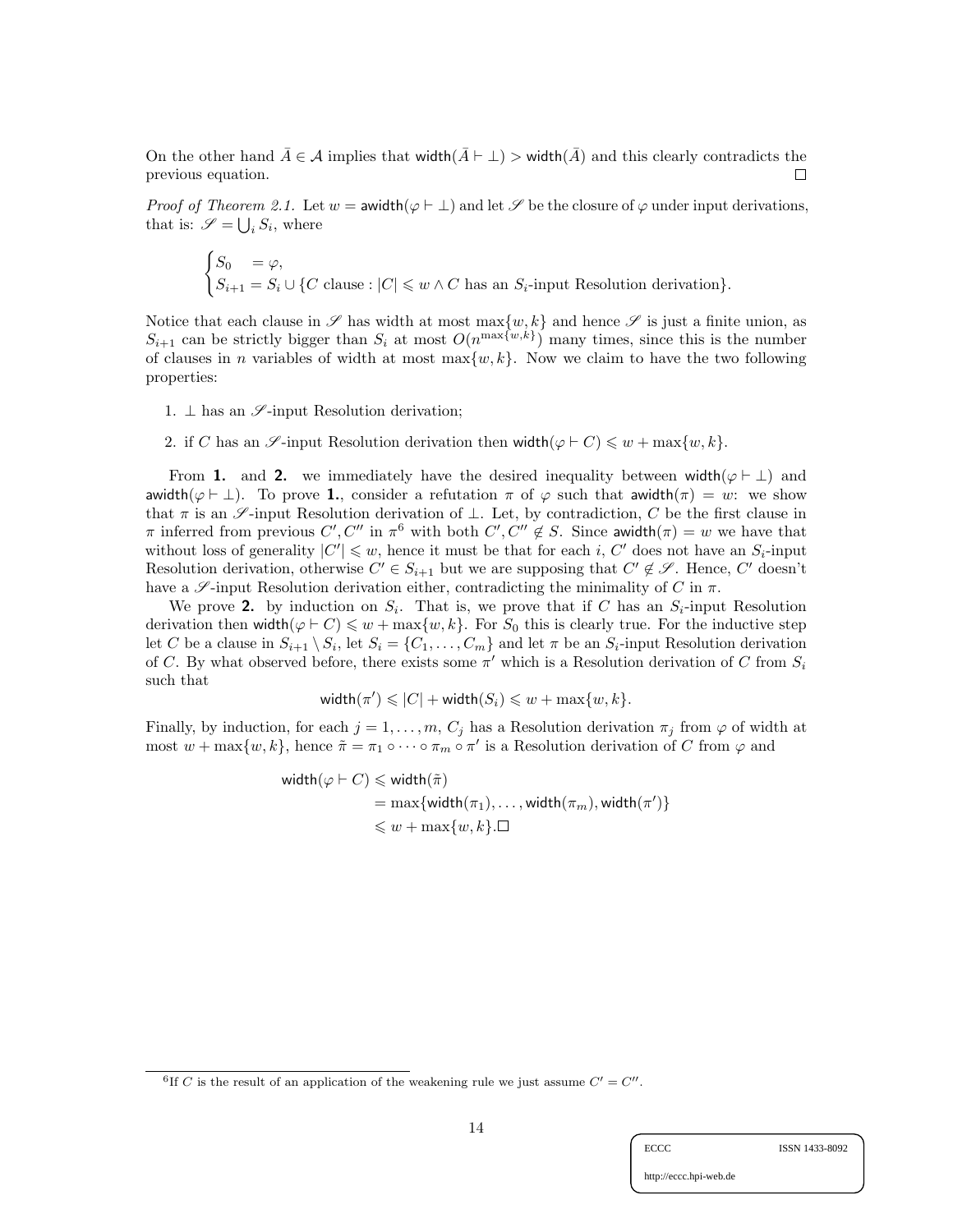On the other hand $\bar{A} \in \mathcal{A}$ implies that $\mathsf{width}(\bar{A} \vdash \bot) > \mathsf{width}(\bar{A})$ and this clearly contradicts the previous equation. $\square$

*Proof of Theorem 2.1.* Let $w = \mathsf{awidth}(\varphi \vdash \bot)$ and let $\mathscr{S}$ be the closure of $\varphi$ under input derivations, that is: $\mathscr{S} = \bigcup_i S_i$, where

$$\begin{cases} S_0 &= \varphi, \\ S_{i+1} &= S_i \cup \{C \text{ clause} : |C| \leqslant w \wedge C \text{ has an } S_i\text{-input Resolution derivation}\}. \end{cases}$$

Notice that each clause in $\mathscr{S}$ has width at most $\max\{w, k\}$ and hence $\mathscr{S}$ is just a finite union, as $S_{i+1}$ can be strictly bigger than $S_i$ at most $O(n^{\max\{w,k\}})$ many times, since this is the number of clauses in $n$ variables of width at most $\max\{w, k\}$. Now we claim to have the two following properties:

1. $\bot$ has an $\mathscr{S}$-input Resolution derivation;
2. if $C$ has an $\mathscr{S}$-input Resolution derivation then $\mathsf{width}(\varphi \vdash C) \leqslant w + \max\{w, k\}$.

From **1.** and **2.** we immediately have the desired inequality between $\mathsf{width}(\varphi \vdash \bot)$ and $\mathsf{awidth}(\varphi \vdash \bot)$. To prove **1.**, consider a refutation $\pi$ of $\varphi$ such that $\mathsf{awidth}(\pi) = w$: we show that $\pi$ is an $\mathscr{S}$-input Resolution derivation of $\bot$. Let, by contradiction, $C$ be the first clause in $\pi$ inferred from previous $C', C''$ in $\pi$[6] with both $C', C'' \notin S$. Since $\mathsf{awidth}(\pi) = w$ we have that without loss of generality $|C'| \leqslant w$, hence it must be that for each $i$, $C'$ does not have an $S_i$-input Resolution derivation, otherwise $C' \in S_{i+1}$ but we are supposing that $C' \notin \mathscr{S}$. Hence, $C'$ doesn't have a $\mathscr{S}$-input Resolution derivation either, contradicting the minimality of $C$ in $\pi$.

We prove **2.** by induction on $S_i$. That is, we prove that if $C$ has an $S_i$-input Resolution derivation then $\mathsf{width}(\varphi \vdash C) \leqslant w + \max\{w, k\}$. For $S_0$ this is clearly true. For the inductive step let $C$ be a clause in $S_{i+1} \setminus S_i$, let $S_i = \{C_1, \ldots, C_m\}$ and let $\pi$ be an $S_i$-input Resolution derivation of $C$. By what observed before, there exists some $\pi'$ which is a Resolution derivation of $C$ from $S_i$ such that

$$\mathsf{width}(\pi') \leqslant |C| + \mathsf{width}(S_i) \leqslant w + \max\{w, k\}.$$

Finally, by induction, for each $j = 1, \ldots, m$, $C_j$ has a Resolution derivation $\pi_j$ from $\varphi$ of width at most $w + \max\{w, k\}$, hence $\tilde{\pi} = \pi_1 \circ \cdots \circ \pi_m \circ \pi'$ is a Resolution derivation of $C$ from $\varphi$ and

$$\begin{aligned} \mathsf{width}(\varphi \vdash C) &\leqslant \mathsf{width}(\tilde{\pi}) \\ &= \max\{\mathsf{width}(\pi_1), \ldots, \mathsf{width}(\pi_m), \mathsf{width}(\pi')\} \\ &\leqslant w + \max\{w, k\}. \square \end{aligned}$$

[6] If $C$ is the result of an application of the weakening rule we just assume $C' = C''$.